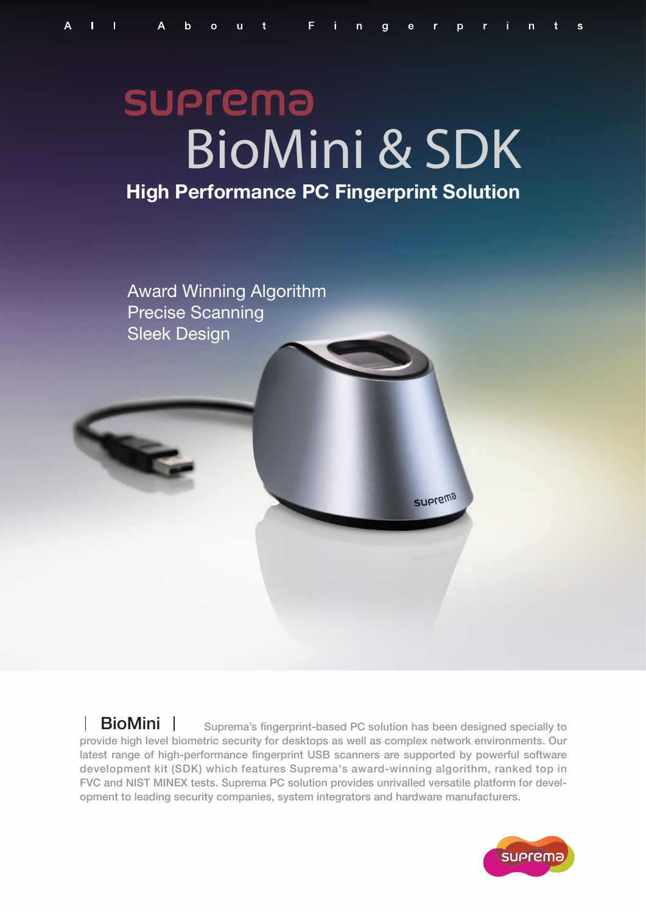All About Fingerprints

# suprema BioMini & SDK

## High Performance PC Fingerprint Solution

Award Winning Algorithm
Precise Scanning
Sleek Design

**| BioMini |** Suprema's fingerprint-based PC solution has been designed specially to provide high level biometric security for desktops as well as complex network environments. Our latest range of high-performance fingerprint USB scanners are supported by powerful software development kit (SDK) which features Suprema's award-winning algorithm, ranked top in FVC and NIST MINEX tests. Suprema PC solution provides unrivalled versatile platform for development to leading security companies, system integrators and hardware manufacturers.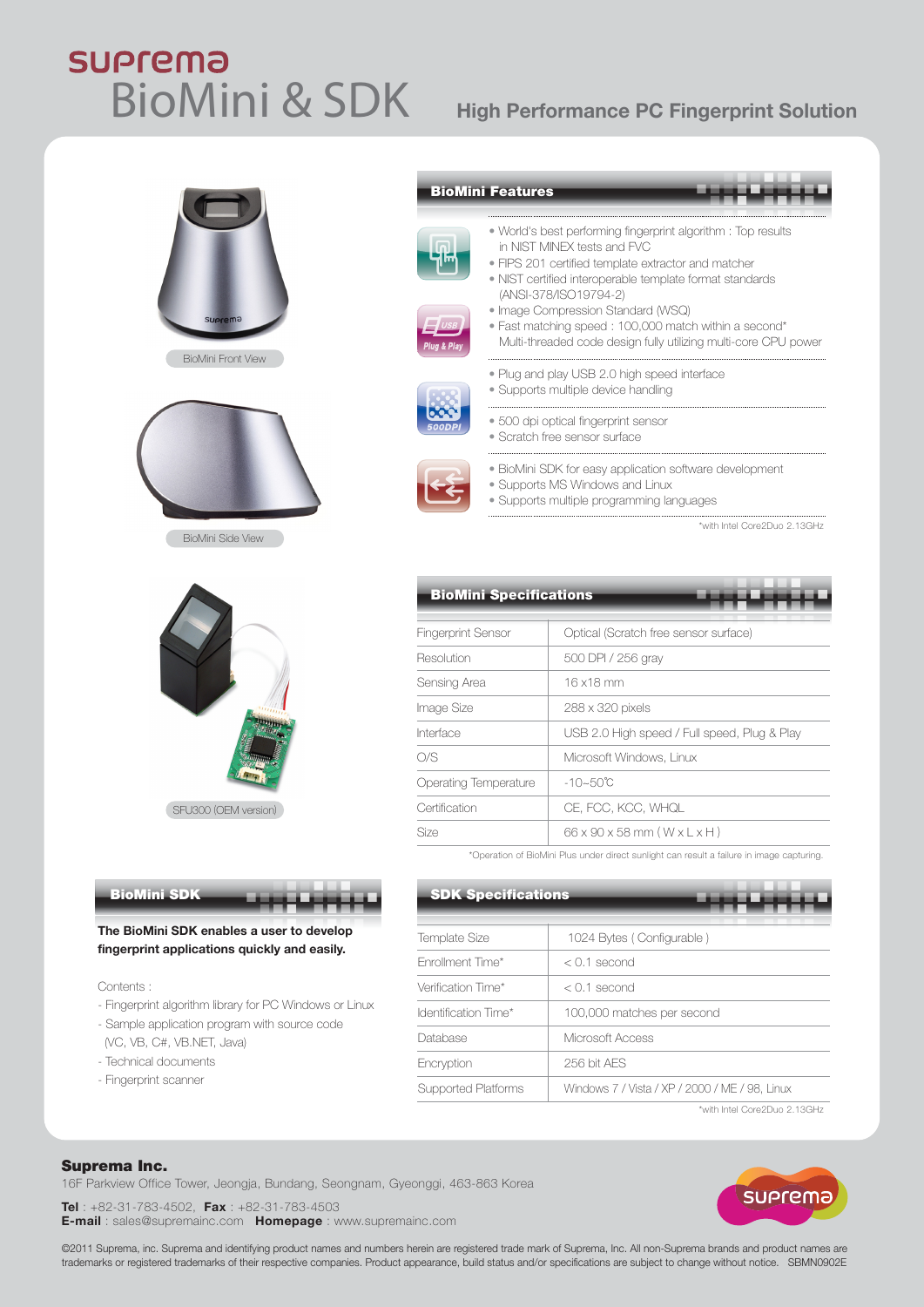# suprema BioMini & SDK

## High Performance PC Fingerprint Solution

BioMini Front View

BioMini Side View

SFU300 (OEM version)

## BioMini Features

- World's best performing fingerprint algorithm : Top results in NIST MINEX tests and FVC
- FIPS 201 certified template extractor and matcher
- NIST certified interoperable template format standards (ANSI-378/ISO19794-2)
- Image Compression Standard (WSQ)
- Fast matching speed : 100,000 match within a second* Multi-threaded code design fully utilizing multi-core CPU power

- Plug and play USB 2.0 high speed interface
- Supports multiple device handling

- 500 dpi optical fingerprint sensor
- Scratch free sensor surface

- BioMini SDK for easy application software development
- Supports MS Windows and Linux
- Supports multiple programming languages

*with Intel Core2Duo 2.13GHz

## BioMini Specifications

| | |
|---|---|
| Fingerprint Sensor | Optical (Scratch free sensor surface) |
| Resolution | 500 DPI / 256 gray |
| Sensing Area | 16 x18 mm |
| Image Size | 288 x 320 pixels |
| Interface | USB 2.0 High speed / Full speed, Plug & Play |
| O/S | Microsoft Windows, Linux |
| Operating Temperature | -10~50℃ |
| Certification | CE, FCC, KCC, WHQL |
| Size | 66 x 90 x 58 mm ( W x L x H ) |

*Operation of BioMini Plus under direct sunlight can result a failure in image capturing.

## BioMini SDK

**The BioMini SDK enables a user to develop fingerprint applications quickly and easily.**

Contents :

- Fingerprint algorithm library for PC Windows or Linux
- Sample application program with source code (VC, VB, C#, VB.NET, Java)
- Technical documents
- Fingerprint scanner

## SDK Specifications

| | |
|---|---|
| Template Size | 1024 Bytes ( Configurable ) |
| Enrollment Time* | < 0.1 second |
| Verification Time* | < 0.1 second |
| Identification Time* | 100,000 matches per second |
| Database | Microsoft Access |
| Encryption | 256 bit AES |
| Supported Platforms | Windows 7 / Vista / XP / 2000 / ME / 98, Linux |

*with Intel Core2Duo 2.13GHz

**Suprema Inc.**

16F Parkview Office Tower, Jeongja, Bundang, Seongnam, Gyeonggi, 463-863 Korea

**Tel** : +82-31-783-4502, **Fax** : +82-31-783-4503
**E-mail** : sales@supremainc.com **Homepage** : www.supremainc.com

©2011 Suprema, inc. Suprema and identifying product names and numbers herein are registered trade mark of Suprema, Inc. All non-Suprema brands and product names are trademarks or registered trademarks of their respective companies. Product appearance, build status and/or specifications are subject to change without notice. SBMN0902E